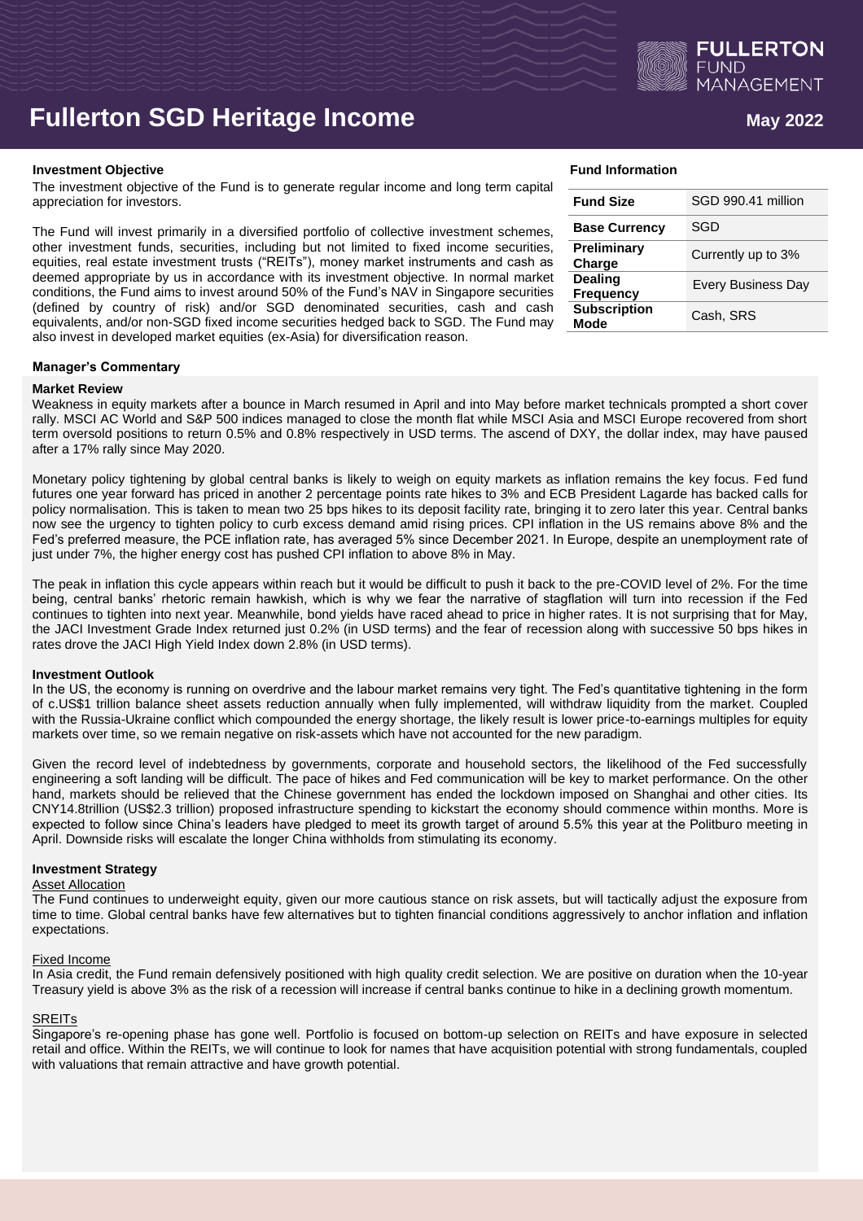# Fullerton SGD Heritage Income

May 2022

### Investment Objective

The investment objective of the Fund is to generate regular income and long term capital appreciation for investors.

The Fund will invest primarily in a diversified portfolio of collective investment schemes, other investment funds, securities, including but not limited to fixed income securities, equities, real estate investment trusts ("REITs"), money market instruments and cash as deemed appropriate by us in accordance with its investment objective. In normal market conditions, the Fund aims to invest around 50% of the Fund's NAV in Singapore securities (defined by country of risk) and/or SGD denominated securities, cash and cash equivalents, and/or non-SGD fixed income securities hedged back to SGD. The Fund may also invest in developed market equities (ex-Asia) for diversification reason.

### Fund Information

| Fund Size | SGD 990.41 million |
|---|---|
| Base Currency | SGD |
| Preliminary Charge | Currently up to 3% |
| Dealing Frequency | Every Business Day |
| Subscription Mode | Cash, SRS |

### Manager's Commentary

**Market Review**

Weakness in equity markets after a bounce in March resumed in April and into May before market technicals prompted a short cover rally. MSCI AC World and S&P 500 indices managed to close the month flat while MSCI Asia and MSCI Europe recovered from short term oversold positions to return 0.5% and 0.8% respectively in USD terms. The ascend of DXY, the dollar index, may have paused after a 17% rally since May 2020.

Monetary policy tightening by global central banks is likely to weigh on equity markets as inflation remains the key focus. Fed fund futures one year forward has priced in another 2 percentage points rate hikes to 3% and ECB President Lagarde has backed calls for policy normalisation. This is taken to mean two 25 bps hikes to its deposit facility rate, bringing it to zero later this year. Central banks now see the urgency to tighten policy to curb excess demand amid rising prices. CPI inflation in the US remains above 8% and the Fed's preferred measure, the PCE inflation rate, has averaged 5% since December 2021. In Europe, despite an unemployment rate of just under 7%, the higher energy cost has pushed CPI inflation to above 8% in May.

The peak in inflation this cycle appears within reach but it would be difficult to push it back to the pre-COVID level of 2%. For the time being, central banks' rhetoric remain hawkish, which is why we fear the narrative of stagflation will turn into recession if the Fed continues to tighten into next year. Meanwhile, bond yields have raced ahead to price in higher rates. It is not surprising that for May, the JACI Investment Grade Index returned just 0.2% (in USD terms) and the fear of recession along with successive 50 bps hikes in rates drove the JACI High Yield Index down 2.8% (in USD terms).

**Investment Outlook**

In the US, the economy is running on overdrive and the labour market remains very tight. The Fed's quantitative tightening in the form of c.US$1 trillion balance sheet assets reduction annually when fully implemented, will withdraw liquidity from the market. Coupled with the Russia-Ukraine conflict which compounded the energy shortage, the likely result is lower price-to-earnings multiples for equity markets over time, so we remain negative on risk-assets which have not accounted for the new paradigm.

Given the record level of indebtedness by governments, corporate and household sectors, the likelihood of the Fed successfully engineering a soft landing will be difficult. The pace of hikes and Fed communication will be key to market performance. On the other hand, markets should be relieved that the Chinese government has ended the lockdown imposed on Shanghai and other cities. Its CNY14.8trillion (US$2.3 trillion) proposed infrastructure spending to kickstart the economy should commence within months. More is expected to follow since China's leaders have pledged to meet its growth target of around 5.5% this year at the Politburo meeting in April. Downside risks will escalate the longer China withholds from stimulating its economy.

**Investment Strategy**

Asset Allocation

The Fund continues to underweight equity, given our more cautious stance on risk assets, but will tactically adjust the exposure from time to time. Global central banks have few alternatives but to tighten financial conditions aggressively to anchor inflation and inflation expectations.

Fixed Income

In Asia credit, the Fund remain defensively positioned with high quality credit selection. We are positive on duration when the 10-year Treasury yield is above 3% as the risk of a recession will increase if central banks continue to hike in a declining growth momentum.

SREITs

Singapore's re-opening phase has gone well. Portfolio is focused on bottom-up selection on REITs and have exposure in selected retail and office. Within the REITs, we will continue to look for names that have acquisition potential with strong fundamentals, coupled with valuations that remain attractive and have growth potential.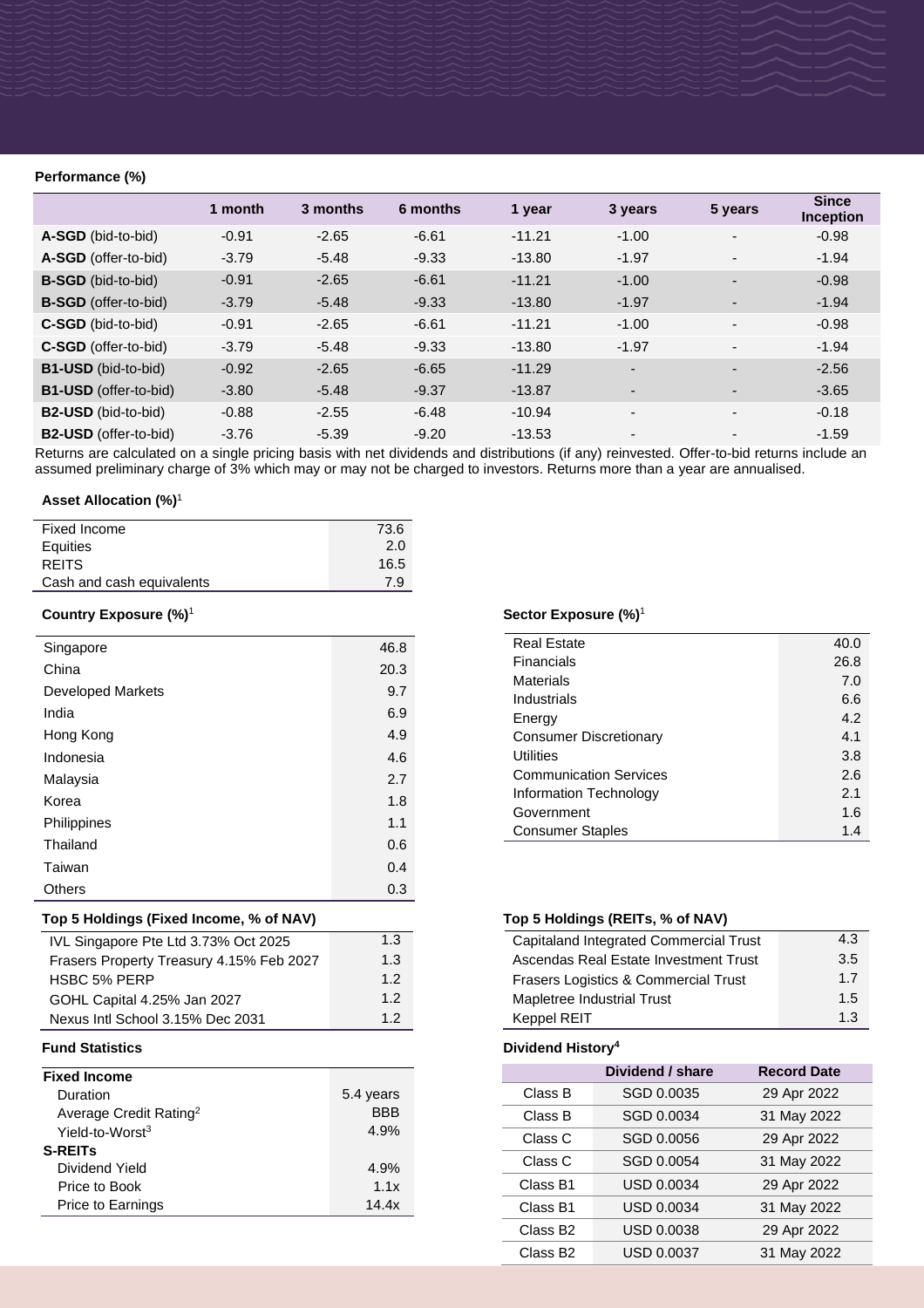### Performance (%)

| | 1 month | 3 months | 6 months | 1 year | 3 years | 5 years | Since Inception |
|---|---|---|---|---|---|---|---|
| **A-SGD** (bid-to-bid) | -0.91 | -2.65 | -6.61 | -11.21 | -1.00 | - | -0.98 |
| **A-SGD** (offer-to-bid) | -3.79 | -5.48 | -9.33 | -13.80 | -1.97 | - | -1.94 |
| **B-SGD** (bid-to-bid) | -0.91 | -2.65 | -6.61 | -11.21 | -1.00 | - | -0.98 |
| **B-SGD** (offer-to-bid) | -3.79 | -5.48 | -9.33 | -13.80 | -1.97 | - | -1.94 |
| **C-SGD** (bid-to-bid) | -0.91 | -2.65 | -6.61 | -11.21 | -1.00 | - | -0.98 |
| **C-SGD** (offer-to-bid) | -3.79 | -5.48 | -9.33 | -13.80 | -1.97 | - | -1.94 |
| **B1-USD** (bid-to-bid) | -0.92 | -2.65 | -6.65 | -11.29 | - | - | -2.56 |
| **B1-USD** (offer-to-bid) | -3.80 | -5.48 | -9.37 | -13.87 | - | - | -3.65 |
| **B2-USD** (bid-to-bid) | -0.88 | -2.55 | -6.48 | -10.94 | - | - | -0.18 |
| **B2-USD** (offer-to-bid) | -3.76 | -5.39 | -9.20 | -13.53 | - | - | -1.59 |

Returns are calculated on a single pricing basis with net dividends and distributions (if any) reinvested. Offer-to-bid returns include an assumed preliminary charge of 3% which may or may not be charged to investors. Returns more than a year are annualised.

### Asset Allocation (%)[1]

| | |
|---|---|
| Fixed Income | 73.6 |
| Equities | 2.0 |
| REITS | 16.5 |
| Cash and cash equivalents | 7.9 |

### Country Exposure (%)[1]

| | |
|---|---|
| Singapore | 46.8 |
| China | 20.3 |
| Developed Markets | 9.7 |
| India | 6.9 |
| Hong Kong | 4.9 |
| Indonesia | 4.6 |
| Malaysia | 2.7 |
| Korea | 1.8 |
| Philippines | 1.1 |
| Thailand | 0.6 |
| Taiwan | 0.4 |
| Others | 0.3 |

### Sector Exposure (%)[1]

| | |
|---|---|
| Real Estate | 40.0 |
| Financials | 26.8 |
| Materials | 7.0 |
| Industrials | 6.6 |
| Energy | 4.2 |
| Consumer Discretionary | 4.1 |
| Utilities | 3.8 |
| Communication Services | 2.6 |
| Information Technology | 2.1 |
| Government | 1.6 |
| Consumer Staples | 1.4 |

### Top 5 Holdings (Fixed Income, % of NAV)

| | |
|---|---|
| IVL Singapore Pte Ltd 3.73% Oct 2025 | 1.3 |
| Frasers Property Treasury 4.15% Feb 2027 | 1.3 |
| HSBC 5% PERP | 1.2 |
| GOHL Capital 4.25% Jan 2027 | 1.2 |
| Nexus Intl School 3.15% Dec 2031 | 1.2 |

### Top 5 Holdings (REITs, % of NAV)

| | |
|---|---|
| Capitaland Integrated Commercial Trust | 4.3 |
| Ascendas Real Estate Investment Trust | 3.5 |
| Frasers Logistics & Commercial Trust | 1.7 |
| Mapletree Industrial Trust | 1.5 |
| Keppel REIT | 1.3 |

### Fund Statistics

| | |
|---|---|
| **Fixed Income** | |
| Duration | 5.4 years |
| Average Credit Rating[2] | BBB |
| Yield-to-Worst[3] | 4.9% |
| **S-REITs** | |
| Dividend Yield | 4.9% |
| Price to Book | 1.1x |
| Price to Earnings | 14.4x |

### Dividend History[4]

| | Dividend / share | Record Date |
|---|---|---|
| Class B | SGD 0.0035 | 29 Apr 2022 |
| Class B | SGD 0.0034 | 31 May 2022 |
| Class C | SGD 0.0056 | 29 Apr 2022 |
| Class C | SGD 0.0054 | 31 May 2022 |
| Class B1 | USD 0.0034 | 29 Apr 2022 |
| Class B1 | USD 0.0034 | 31 May 2022 |
| Class B2 | USD 0.0038 | 29 Apr 2022 |
| Class B2 | USD 0.0037 | 31 May 2022 |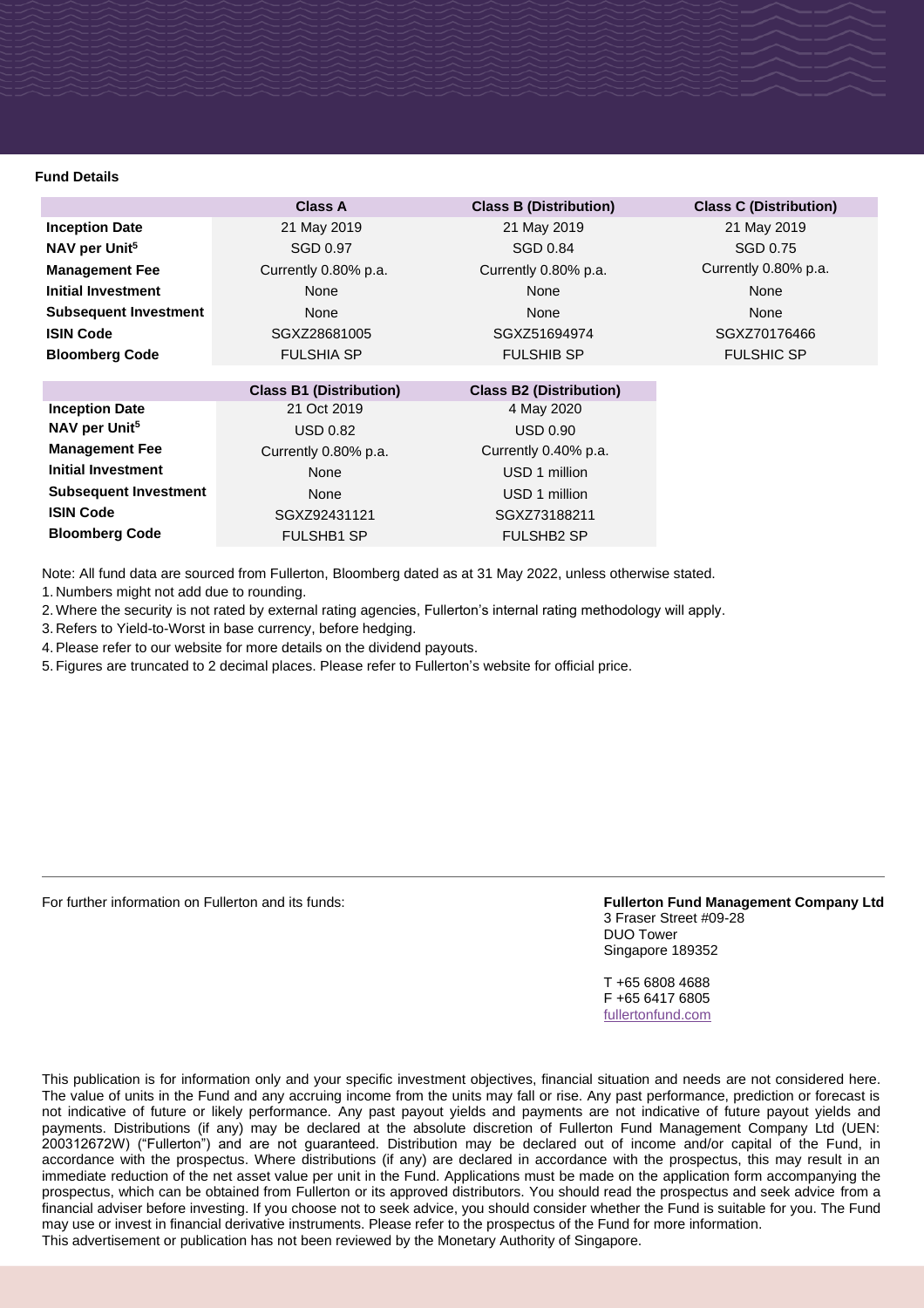**Fund Details**

| | Class A | Class B (Distribution) | Class C (Distribution) |
|---|---|---|---|
| **Inception Date** | 21 May 2019 | 21 May 2019 | 21 May 2019 |
| **NAV per Unit[5]** | SGD 0.97 | SGD 0.84 | SGD 0.75 |
| **Management Fee** | Currently 0.80% p.a. | Currently 0.80% p.a. | Currently 0.80% p.a. |
| **Initial Investment** | None | None | None |
| **Subsequent Investment** | None | None | None |
| **ISIN Code** | SGXZ28681005 | SGXZ51694974 | SGXZ70176466 |
| **Bloomberg Code** | FULSHIA SP | FULSHIB SP | FULSHIC SP |

| | Class B1 (Distribution) | Class B2 (Distribution) |
|---|---|---|
| **Inception Date** | 21 Oct 2019 | 4 May 2020 |
| **NAV per Unit[5]** | USD 0.82 | USD 0.90 |
| **Management Fee** | Currently 0.80% p.a. | Currently 0.40% p.a. |
| **Initial Investment** | None | USD 1 million |
| **Subsequent Investment** | None | USD 1 million |
| **ISIN Code** | SGXZ92431121 | SGXZ73188211 |
| **Bloomberg Code** | FULSHB1 SP | FULSHB2 SP |

Note: All fund data are sourced from Fullerton, Bloomberg dated as at 31 May 2022, unless otherwise stated.

1. Numbers might not add due to rounding.
2. Where the security is not rated by external rating agencies, Fullerton's internal rating methodology will apply.
3. Refers to Yield-to-Worst in base currency, before hedging.
4. Please refer to our website for more details on the dividend payouts.
5. Figures are truncated to 2 decimal places. Please refer to Fullerton's website for official price.

For further information on Fullerton and its funds:

**Fullerton Fund Management Company Ltd**
3 Fraser Street #09-28
DUO Tower
Singapore 189352

T +65 6808 4688
F +65 6417 6805
fullertonfund.com

This publication is for information only and your specific investment objectives, financial situation and needs are not considered here. The value of units in the Fund and any accruing income from the units may fall or rise. Any past performance, prediction or forecast is not indicative of future or likely performance. Any past payout yields and payments are not indicative of future payout yields and payments. Distributions (if any) may be declared at the absolute discretion of Fullerton Fund Management Company Ltd (UEN: 200312672W) ("Fullerton") and are not guaranteed. Distribution may be declared out of income and/or capital of the Fund, in accordance with the prospectus. Where distributions (if any) are declared in accordance with the prospectus, this may result in an immediate reduction of the net asset value per unit in the Fund. Applications must be made on the application form accompanying the prospectus, which can be obtained from Fullerton or its approved distributors. You should read the prospectus and seek advice from a financial adviser before investing. If you choose not to seek advice, you should consider whether the Fund is suitable for you. The Fund may use or invest in financial derivative instruments. Please refer to the prospectus of the Fund for more information.
This advertisement or publication has not been reviewed by the Monetary Authority of Singapore.